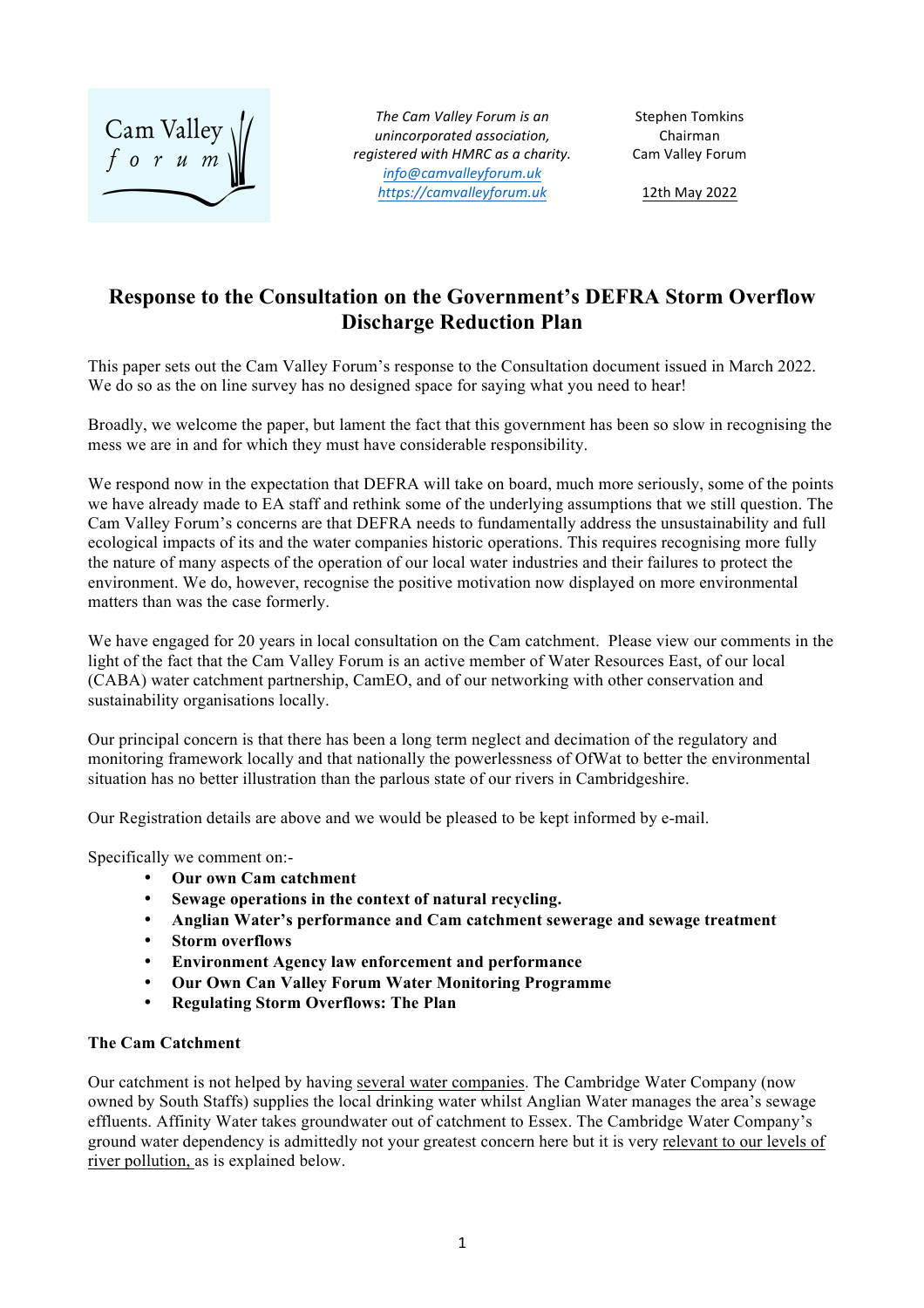Cam Valley forum

*The Cam Valley Forum is an unincorporated association, registered with HMRC as a charity.*
*info@camvalleyforum.uk*
*https://camvalleyforum.uk*

Stephen Tomkins
Chairman
Cam Valley Forum

12th May 2022

# Response to the Consultation on the Government's DEFRA Storm Overflow Discharge Reduction Plan

This paper sets out the Cam Valley Forum's response to the Consultation document issued in March 2022. We do so as the on line survey has no designed space for saying what you need to hear!

Broadly, we welcome the paper, but lament the fact that this government has been so slow in recognising the mess we are in and for which they must have considerable responsibility.

We respond now in the expectation that DEFRA will take on board, much more seriously, some of the points we have already made to EA staff and rethink some of the underlying assumptions that we still question. The Cam Valley Forum's concerns are that DEFRA needs to fundamentally address the unsustainability and full ecological impacts of its and the water companies historic operations. This requires recognising more fully the nature of many aspects of the operation of our local water industries and their failures to protect the environment. We do, however, recognise the positive motivation now displayed on more environmental matters than was the case formerly.

We have engaged for 20 years in local consultation on the Cam catchment. Please view our comments in the light of the fact that the Cam Valley Forum is an active member of Water Resources East, of our local (CABA) water catchment partnership, CamEO, and of our networking with other conservation and sustainability organisations locally.

Our principal concern is that there has been a long term neglect and decimation of the regulatory and monitoring framework locally and that nationally the powerlessness of OfWat to better the environmental situation has no better illustration than the parlous state of our rivers in Cambridgeshire.

Our Registration details are above and we would be pleased to be kept informed by e-mail.

Specifically we comment on:-

- **Our own Cam catchment**
- **Sewage operations in the context of natural recycling.**
- **Anglian Water's performance and Cam catchment sewerage and sewage treatment**
- **Storm overflows**
- **Environment Agency law enforcement and performance**
- **Our Own Can Valley Forum Water Monitoring Programme**
- **Regulating Storm Overflows: The Plan**

**The Cam Catchment**

Our catchment is not helped by having several water companies. The Cambridge Water Company (now owned by South Staffs) supplies the local drinking water whilst Anglian Water manages the area's sewage effluents. Affinity Water takes groundwater out of catchment to Essex. The Cambridge Water Company's ground water dependency is admittedly not your greatest concern here but it is very relevant to our levels of river pollution, as is explained below.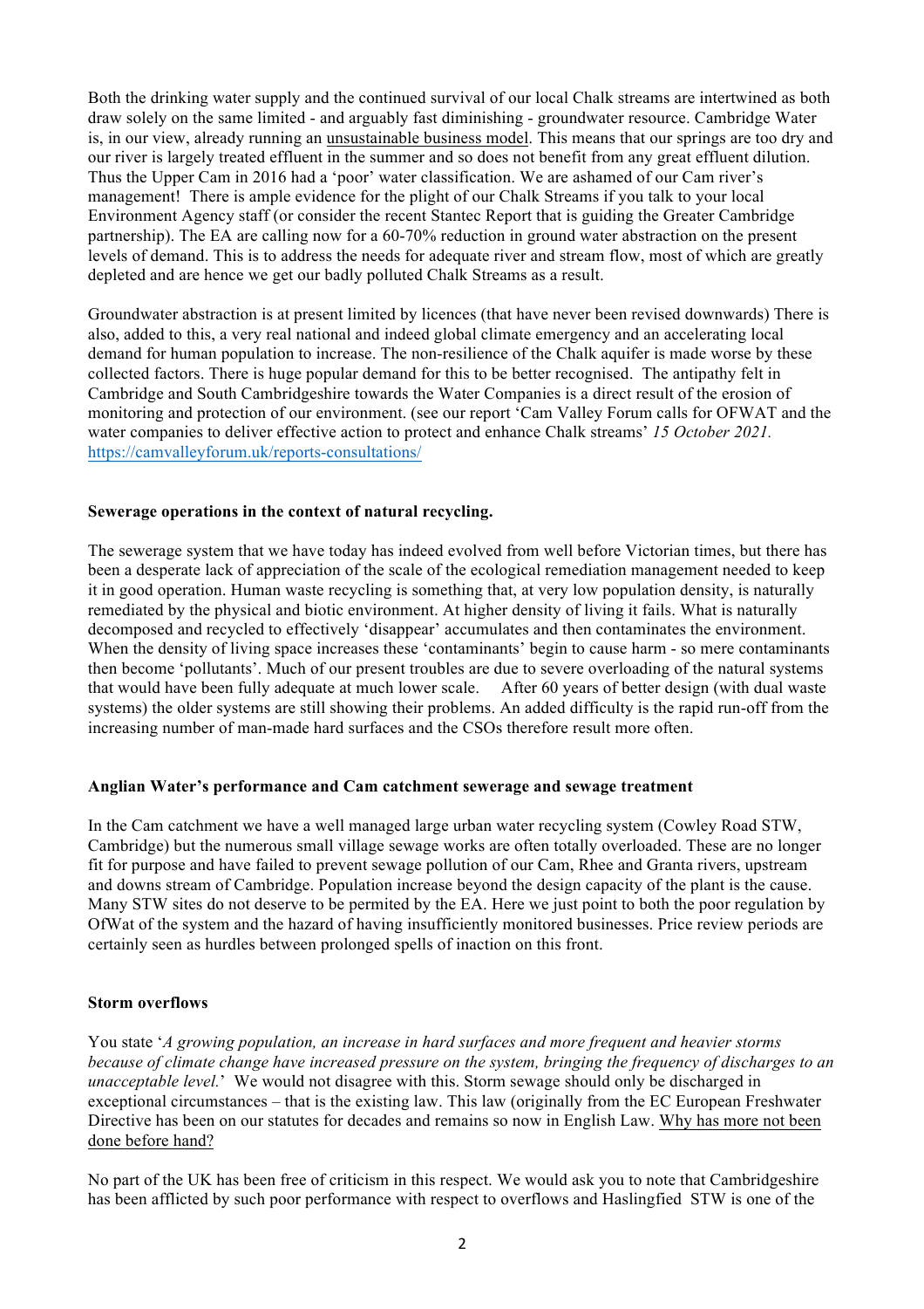Both the drinking water supply and the continued survival of our local Chalk streams are intertwined as both draw solely on the same limited - and arguably fast diminishing - groundwater resource. Cambridge Water is, in our view, already running an <u>unsustainable business model</u>. This means that our springs are too dry and our river is largely treated effluent in the summer and so does not benefit from any great effluent dilution. Thus the Upper Cam in 2016 had a 'poor' water classification. We are ashamed of our Cam river's management! There is ample evidence for the plight of our Chalk Streams if you talk to your local Environment Agency staff (or consider the recent Stantec Report that is guiding the Greater Cambridge partnership). The EA are calling now for a 60-70% reduction in ground water abstraction on the present levels of demand. This is to address the needs for adequate river and stream flow, most of which are greatly depleted and are hence we get our badly polluted Chalk Streams as a result.

Groundwater abstraction is at present limited by licences (that have never been revised downwards) There is also, added to this, a very real national and indeed global climate emergency and an accelerating local demand for human population to increase. The non-resilience of the Chalk aquifer is made worse by these collected factors. There is huge popular demand for this to be better recognised. The antipathy felt in Cambridge and South Cambridgeshire towards the Water Companies is a direct result of the erosion of monitoring and protection of our environment. (see our report 'Cam Valley Forum calls for OFWAT and the water companies to deliver effective action to protect and enhance Chalk streams' *15 October 2021.* https://camvalleyforum.uk/reports-consultations/

**Sewerage operations in the context of natural recycling.**

The sewerage system that we have today has indeed evolved from well before Victorian times, but there has been a desperate lack of appreciation of the scale of the ecological remediation management needed to keep it in good operation. Human waste recycling is something that, at very low population density, is naturally remediated by the physical and biotic environment. At higher density of living it fails. What is naturally decomposed and recycled to effectively 'disappear' accumulates and then contaminates the environment. When the density of living space increases these 'contaminants' begin to cause harm - so mere contaminants then become 'pollutants'. Much of our present troubles are due to severe overloading of the natural systems that would have been fully adequate at much lower scale. After 60 years of better design (with dual waste systems) the older systems are still showing their problems. An added difficulty is the rapid run-off from the increasing number of man-made hard surfaces and the CSOs therefore result more often.

**Anglian Water's performance and Cam catchment sewerage and sewage treatment**

In the Cam catchment we have a well managed large urban water recycling system (Cowley Road STW, Cambridge) but the numerous small village sewage works are often totally overloaded. These are no longer fit for purpose and have failed to prevent sewage pollution of our Cam, Rhee and Granta rivers, upstream and downs stream of Cambridge. Population increase beyond the design capacity of the plant is the cause. Many STW sites do not deserve to be permited by the EA. Here we just point to both the poor regulation by OfWat of the system and the hazard of having insufficiently monitored businesses. Price review periods are certainly seen as hurdles between prolonged spells of inaction on this front.

**Storm overflows**

You state '*A growing population, an increase in hard surfaces and more frequent and heavier storms because of climate change have increased pressure on the system, bringing the frequency of discharges to an unacceptable level.*' We would not disagree with this. Storm sewage should only be discharged in exceptional circumstances – that is the existing law. This law (originally from the EC European Freshwater Directive has been on our statutes for decades and remains so now in English Law. <u>Why has more not been done before hand?</u>

No part of the UK has been free of criticism in this respect. We would ask you to note that Cambridgeshire has been afflicted by such poor performance with respect to overflows and Haslingfied STW is one of the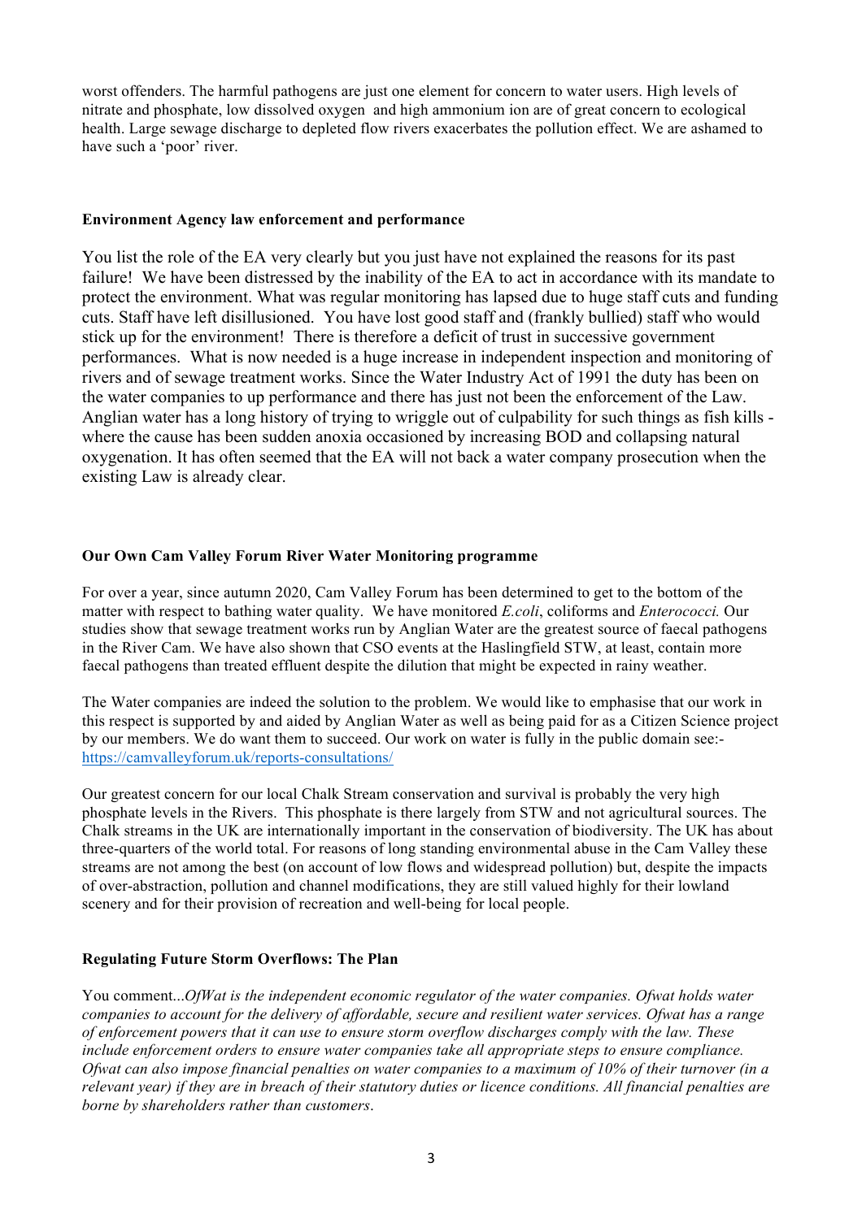worst offenders. The harmful pathogens are just one element for concern to water users. High levels of nitrate and phosphate, low dissolved oxygen and high ammonium ion are of great concern to ecological health. Large sewage discharge to depleted flow rivers exacerbates the pollution effect. We are ashamed to have such a 'poor' river.

**Environment Agency law enforcement and performance**

You list the role of the EA very clearly but you just have not explained the reasons for its past failure! We have been distressed by the inability of the EA to act in accordance with its mandate to protect the environment. What was regular monitoring has lapsed due to huge staff cuts and funding cuts. Staff have left disillusioned. You have lost good staff and (frankly bullied) staff who would stick up for the environment! There is therefore a deficit of trust in successive government performances. What is now needed is a huge increase in independent inspection and monitoring of rivers and of sewage treatment works. Since the Water Industry Act of 1991 the duty has been on the water companies to up performance and there has just not been the enforcement of the Law. Anglian water has a long history of trying to wriggle out of culpability for such things as fish kills - where the cause has been sudden anoxia occasioned by increasing BOD and collapsing natural oxygenation. It has often seemed that the EA will not back a water company prosecution when the existing Law is already clear.

**Our Own Cam Valley Forum River Water Monitoring programme**

For over a year, since autumn 2020, Cam Valley Forum has been determined to get to the bottom of the matter with respect to bathing water quality. We have monitored *E.coli*, coliforms and *Enterococci.* Our studies show that sewage treatment works run by Anglian Water are the greatest source of faecal pathogens in the River Cam. We have also shown that CSO events at the Haslingfield STW, at least, contain more faecal pathogens than treated effluent despite the dilution that might be expected in rainy weather.

The Water companies are indeed the solution to the problem. We would like to emphasise that our work in this respect is supported by and aided by Anglian Water as well as being paid for as a Citizen Science project by our members. We do want them to succeed. Our work on water is fully in the public domain see:- [https://camvalleyforum.uk/reports-consultations/](https://camvalleyforum.uk/reports-consultations/)

Our greatest concern for our local Chalk Stream conservation and survival is probably the very high phosphate levels in the Rivers. This phosphate is there largely from STW and not agricultural sources. The Chalk streams in the UK are internationally important in the conservation of biodiversity. The UK has about three-quarters of the world total. For reasons of long standing environmental abuse in the Cam Valley these streams are not among the best (on account of low flows and widespread pollution) but, despite the impacts of over-abstraction, pollution and channel modifications, they are still valued highly for their lowland scenery and for their provision of recreation and well-being for local people.

**Regulating Future Storm Overflows: The Plan**

You comment...*OfWat is the independent economic regulator of the water companies. Ofwat holds water companies to account for the delivery of affordable, secure and resilient water services. Ofwat has a range of enforcement powers that it can use to ensure storm overflow discharges comply with the law. These include enforcement orders to ensure water companies take all appropriate steps to ensure compliance. Ofwat can also impose financial penalties on water companies to a maximum of 10% of their turnover (in a relevant year) if they are in breach of their statutory duties or licence conditions. All financial penalties are borne by shareholders rather than customers*.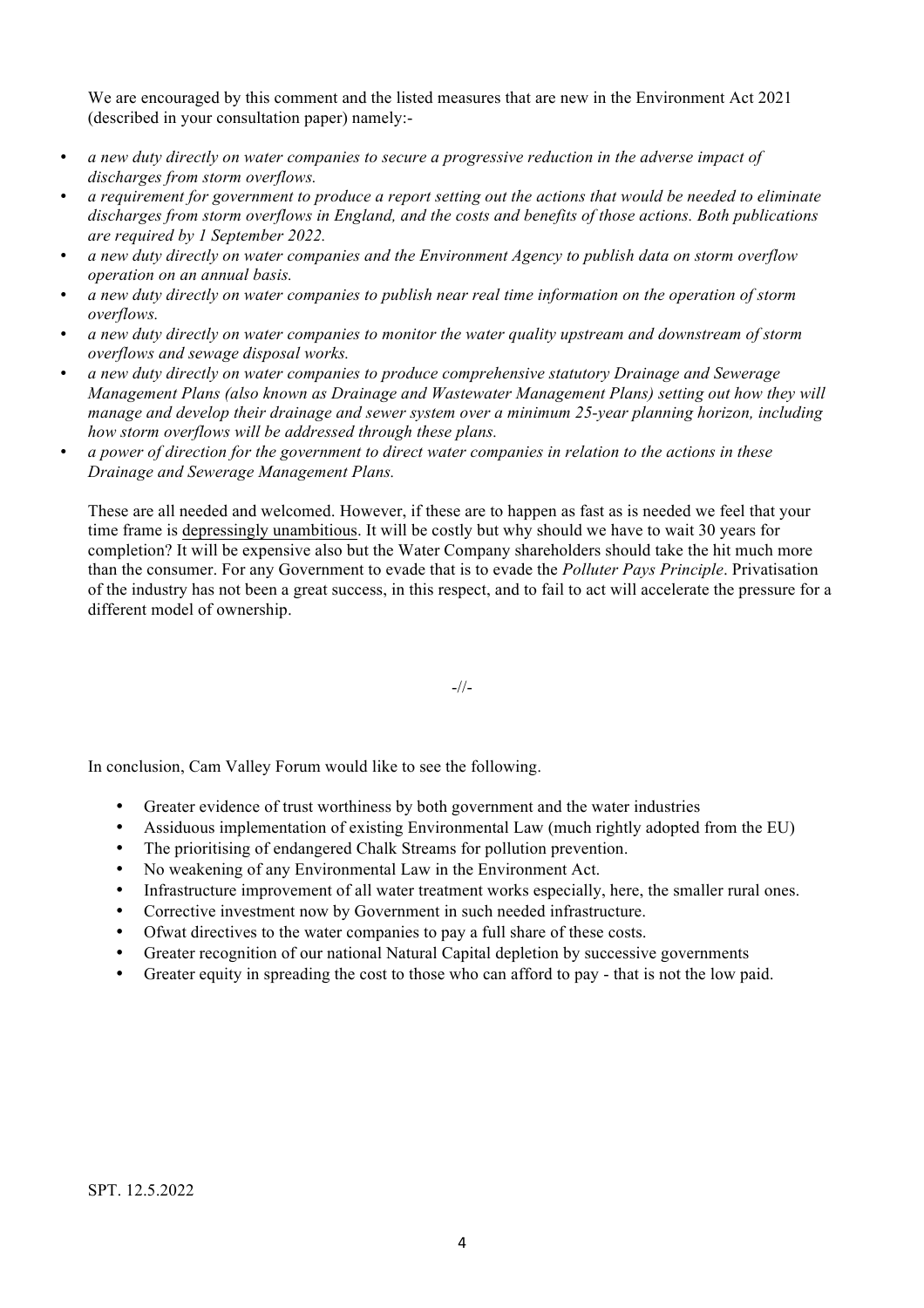We are encouraged by this comment and the listed measures that are new in the Environment Act 2021 (described in your consultation paper) namely:-

- *a new duty directly on water companies to secure a progressive reduction in the adverse impact of discharges from storm overflows.*
- *a requirement for government to produce a report setting out the actions that would be needed to eliminate discharges from storm overflows in England, and the costs and benefits of those actions. Both publications are required by 1 September 2022.*
- *a new duty directly on water companies and the Environment Agency to publish data on storm overflow operation on an annual basis.*
- *a new duty directly on water companies to publish near real time information on the operation of storm overflows.*
- *a new duty directly on water companies to monitor the water quality upstream and downstream of storm overflows and sewage disposal works.*
- *a new duty directly on water companies to produce comprehensive statutory Drainage and Sewerage Management Plans (also known as Drainage and Wastewater Management Plans) setting out how they will manage and develop their drainage and sewer system over a minimum 25-year planning horizon, including how storm overflows will be addressed through these plans.*
- *a power of direction for the government to direct water companies in relation to the actions in these Drainage and Sewerage Management Plans.*

These are all needed and welcomed. However, if these are to happen as fast as is needed we feel that your time frame is <u>depressingly unambitious</u>. It will be costly but why should we have to wait 30 years for completion? It will be expensive also but the Water Company shareholders should take the hit much more than the consumer. For any Government to evade that is to evade the *Polluter Pays Principle*. Privatisation of the industry has not been a great success, in this respect, and to fail to act will accelerate the pressure for a different model of ownership.

-//-

In conclusion, Cam Valley Forum would like to see the following.

- Greater evidence of trust worthiness by both government and the water industries
- Assiduous implementation of existing Environmental Law (much rightly adopted from the EU)
- The prioritising of endangered Chalk Streams for pollution prevention.
- No weakening of any Environmental Law in the Environment Act.
- Infrastructure improvement of all water treatment works especially, here, the smaller rural ones.
- Corrective investment now by Government in such needed infrastructure.
- Ofwat directives to the water companies to pay a full share of these costs.
- Greater recognition of our national Natural Capital depletion by successive governments
- Greater equity in spreading the cost to those who can afford to pay - that is not the low paid.

SPT. 12.5.2022